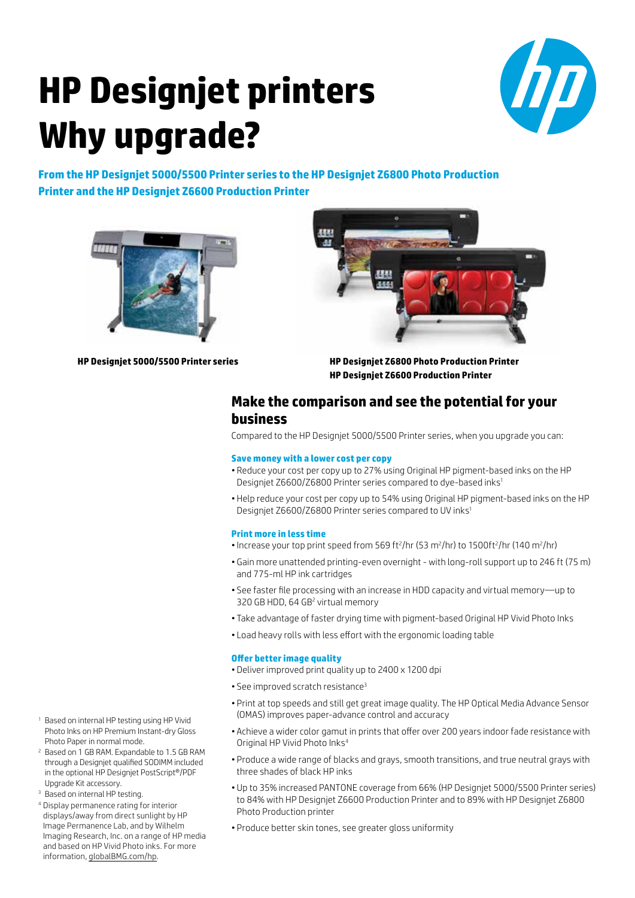# HP Designjet printers
# Why upgrade?

**From the HP Designjet 5000/5500 Printer series to the HP Designjet Z6800 Photo Production Printer and the HP Designjet Z6600 Production Printer**

**HP Designjet 5000/5500 Printer series**

**HP Designjet Z6800 Photo Production Printer**
**HP Designjet Z6600 Production Printer**

## Make the comparison and see the potential for your business

Compared to the HP Designjet 5000/5500 Printer series, when you upgrade you can:

### Save money with a lower cost per copy

- Reduce your cost per copy up to 27% using Original HP pigment-based inks on the HP Designjet Z6600/Z6800 Printer series compared to dye-based inks[1]
- Help reduce your cost per copy up to 54% using Original HP pigment-based inks on the HP Designjet Z6600/Z6800 Printer series compared to UV inks[1]

### Print more in less time

- Increase your top print speed from 569 ft²/hr (53 m²/hr) to 1500ft²/hr (140 m²/hr)
- Gain more unattended printing-even overnight - with long-roll support up to 246 ft (75 m) and 775-ml HP ink cartridges
- See faster file processing with an increase in HDD capacity and virtual memory—up to 320 GB HDD, 64 GB[2] virtual memory
- Take advantage of faster drying time with pigment-based Original HP Vivid Photo Inks
- Load heavy rolls with less effort with the ergonomic loading table

### Offer better image quality

- Deliver improved print quality up to 2400 x 1200 dpi
- See improved scratch resistance[3]
- Print at top speeds and still get great image quality. The HP Optical Media Advance Sensor (OMAS) improves paper-advance control and accuracy
- Achieve a wider color gamut in prints that offer over 200 years indoor fade resistance with Original HP Vivid Photo Inks[4]
- Produce a wide range of blacks and grays, smooth transitions, and true neutral grays with three shades of black HP inks
- Up to 35% increased PANTONE coverage from 66% (HP Designjet 5000/5500 Printer series) to 84% with HP Designjet Z6600 Production Printer and to 89% with HP Designjet Z6800 Photo Production printer
- Produce better skin tones, see greater gloss uniformity

[1] Based on internal HP testing using HP Vivid Photo Inks on HP Premium Instant-dry Gloss Photo Paper in normal mode.

[2] Based on 1 GB RAM. Expandable to 1.5 GB RAM through a Designjet qualified SODIMM included in the optional HP Designjet PostScript®/PDF Upgrade Kit accessory.

[3] Based on internal HP testing.

[4] Display permanence rating for interior displays/away from direct sunlight by HP Image Permanence Lab, and by Wilhelm Imaging Research, Inc. on a range of HP media and based on HP Vivid Photo inks. For more information, globalBMG.com/hp.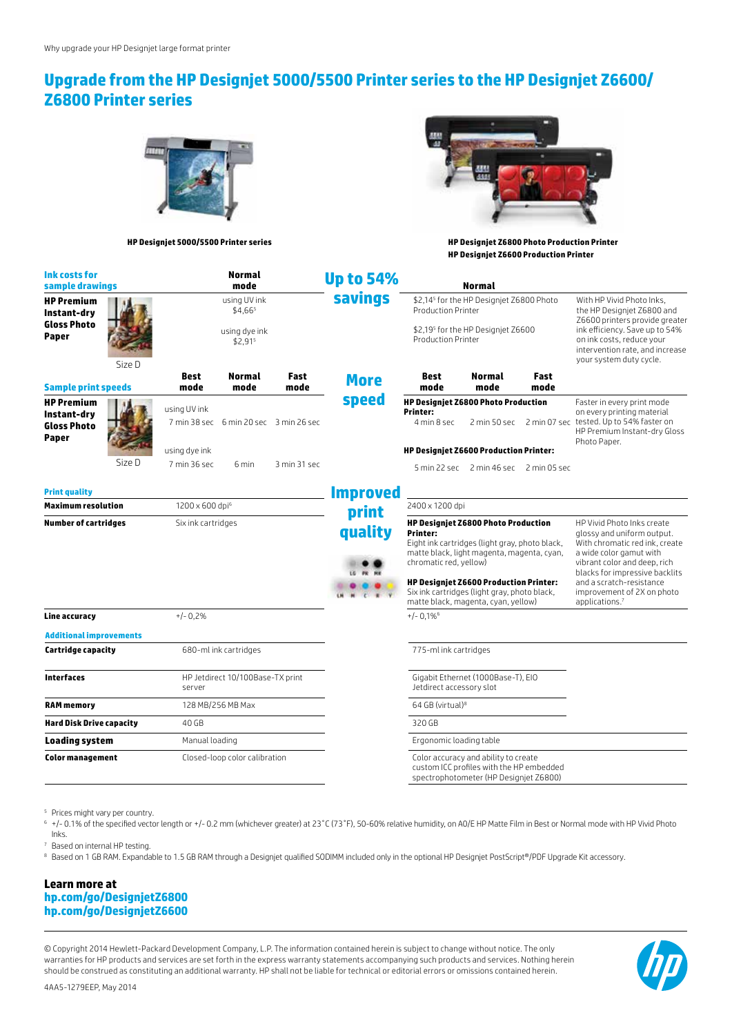# Upgrade from the HP Designjet 5000/5500 Printer series to the HP Designjet Z6600/Z6800 Printer series

**HP Designjet 5000/5500 Printer series**

**HP Designjet Z6800 Photo Production Printer**
**HP Designjet Z6600 Production Printer**

| **Ink costs for sample drawings** | | **Normal mode** | | **Up to 54% savings** | **Normal** | |
|---|---|---|---|---|---|---|
| **HP Premium Instant-dry Gloss Photo Paper** (Size D) | | using UV ink $4,66[5]<br>using dye ink $2,91[5] | | | $2,14[5] for the HP Designjet Z6800 Photo Production Printer<br>$2,19[5] for the HP Designjet Z6600 Production Printer | With HP Vivid Photo Inks, the HP Designjet Z6800 and Z6600 printers provide greater ink efficiency. Save up to 54% on ink costs, reduce your intervention rate, and increase your system duty cycle. |

| **Sample print speeds** | **Best mode** | **Normal mode** | **Fast mode** | **More speed** | **Best mode** | **Normal mode** | **Fast mode** | |
|---|---|---|---|---|---|---|---|---|
| **HP Premium Instant-dry Gloss Photo Paper** (Size D) | using UV ink<br>7 min 38 sec | 6 min 20 sec | 3 min 26 sec | | **HP Designjet Z6800 Photo Production Printer:**<br>4 min 8 sec | 2 min 50 sec | 2 min 07 sec | Faster in every print mode on every printing material tested. Up to 54% faster on HP Premium Instant-dry Gloss Photo Paper. |
| | using dye ink<br>7 min 36 sec | 6 min | 3 min 31 sec | | **HP Designjet Z6600 Production Printer:**<br>5 min 22 sec | 2 min 46 sec | 2 min 05 sec | |

| **Print quality** | | **Improved print quality** | | |
|---|---|---|---|---|
| **Maximum resolution** | 1200 x 600 dpi[6] | | 2400 x 1200 dpi | |
| **Number of cartridges** | Six ink cartridges | | **HP Designjet Z6800 Photo Production Printer:** Eight ink cartridges (light gray, photo black, matte black, light magenta, magenta, cyan, chromatic red, yellow)<br>**HP Designjet Z6600 Production Printer:** Six ink cartridges (light gray, photo black, matte black, magenta, cyan, yellow) | HP Vivid Photo Inks create glossy and uniform output. With chromatic red ink, create a wide color gamut with vibrant color and deep, rich blacks for impressive backlits and a scratch-resistance improvement of 2X on photo applications.[7] |
| **Line accuracy** | +/- 0,2% | | +/- 0,1%[6] | |

| **Additional improvements** | | |
|---|---|---|
| **Cartridge capacity** | 680-ml ink cartridges | 775-ml ink cartridges |
| **Interfaces** | HP Jetdirect 10/100Base-TX print server | Gigabit Ethernet (1000Base-T), EIO Jetdirect accessory slot |
| **RAM memory** | 128 MB/256 MB Max | 64 GB (virtual)[8] |
| **Hard Disk Drive capacity** | 40 GB | 320 GB |
| **Loading system** | Manual loading | Ergonomic loading table |
| **Color management** | Closed-loop color calibration | Color accuracy and ability to create custom ICC profiles with the HP embedded spectrophotometer (HP Designjet Z6800) |

[5] Prices might vary per country.
[6] +/- 0.1% of the specified vector length or +/- 0.2 mm (whichever greater) at 23°C (73°F), 50-60% relative humidity, on A0/E HP Matte Film in Best or Normal mode with HP Vivid Photo Inks.
[7] Based on internal HP testing.
[8] Based on 1 GB RAM. Expandable to 1.5 GB RAM through a Designjet qualified SODIMM included only in the optional HP Designjet PostScript®/PDF Upgrade Kit accessory.

**Learn more at**
**hp.com/go/DesignjetZ6800**
**hp.com/go/DesignjetZ6600**

© Copyright 2014 Hewlett-Packard Development Company, L.P. The information contained herein is subject to change without notice. The only warranties for HP products and services are set forth in the express warranty statements accompanying such products and services. Nothing herein should be construed as constituting an additional warranty. HP shall not be liable for technical or editorial errors or omissions contained herein.

4AA5-1279EEP, May 2014